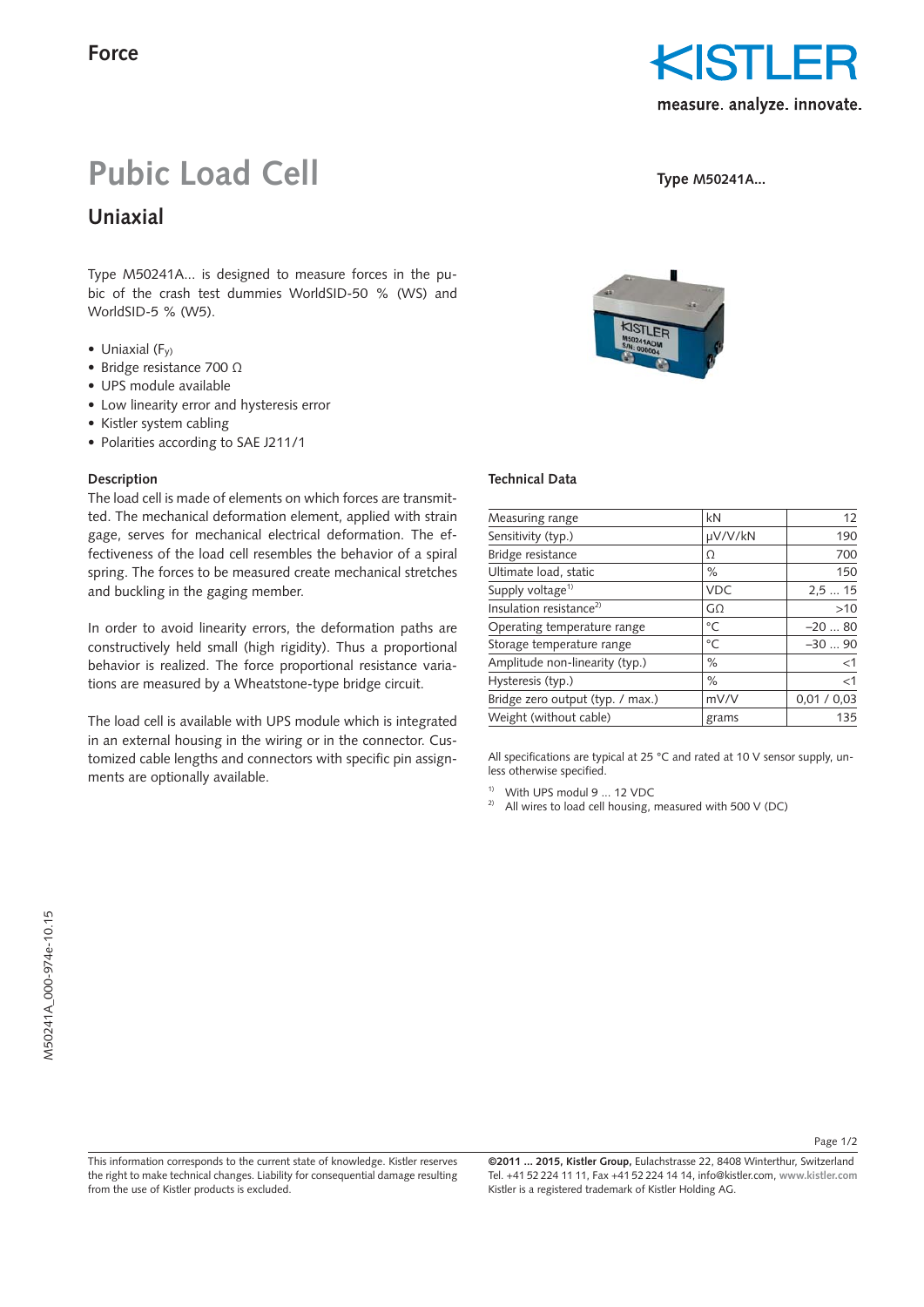Force

# Pubic Load Cell

## Uniaxial

Type M50241A...

Type M50241A... is designed to measure forces in the pubic of the crash test dummies WorldSID-50 % (WS) and WorldSID-5 % (W5).

- Uniaxial ($F_y$)
- Bridge resistance 700 Ω
- UPS module available
- Low linearity error and hysteresis error
- Kistler system cabling
- Polarities according to SAE J211/1

### Description

The load cell is made of elements on which forces are transmitted. The mechanical deformation element, applied with strain gage, serves for mechanical electrical deformation. The effectiveness of the load cell resembles the behavior of a spiral spring. The forces to be measured create mechanical stretches and buckling in the gaging member.

In order to avoid linearity errors, the deformation paths are constructively held small (high rigidity). Thus a proportional behavior is realized. The force proportional resistance variations are measured by a Wheatstone-type bridge circuit.

The load cell is available with UPS module which is integrated in an external housing in the wiring or in the connector. Customized cable lengths and connectors with specific pin assignments are optionally available.

### Technical Data

| | | |
|---|---|---|
| Measuring range | kN | 12 |
| Sensitivity (typ.) | µV/V/kN | 190 |
| Bridge resistance | Ω | 700 |
| Ultimate load, static | % | 150 |
| Supply voltage[1] | VDC | 2,5 ... 15 |
| Insulation resistance[2] | GΩ | >10 |
| Operating temperature range | °C | –20 ... 80 |
| Storage temperature range | °C | –30 ... 90 |
| Amplitude non-linearity (typ.) | % | <1 |
| Hysteresis (typ.) | % | <1 |
| Bridge zero output (typ. / max.) | mV/V | 0,01 / 0,03 |
| Weight (without cable) | grams | 135 |

All specifications are typical at 25 °C and rated at 10 V sensor supply, unless otherwise specified.

[1] With UPS modul 9 ... 12 VDC
[2] All wires to load cell housing, measured with 500 V (DC)

M50241A_000-974e-10.15

This information corresponds to the current state of knowledge. Kistler reserves the right to make technical changes. Liability for consequential damage resulting from the use of Kistler products is excluded.

**©2011 ... 2015, Kistler Group,** Eulachstrasse 22, 8408 Winterthur, Switzerland
Tel. +41 52 224 11 11, Fax +41 52 224 14 14, info@kistler.com, www.kistler.com
Kistler is a registered trademark of Kistler Holding AG.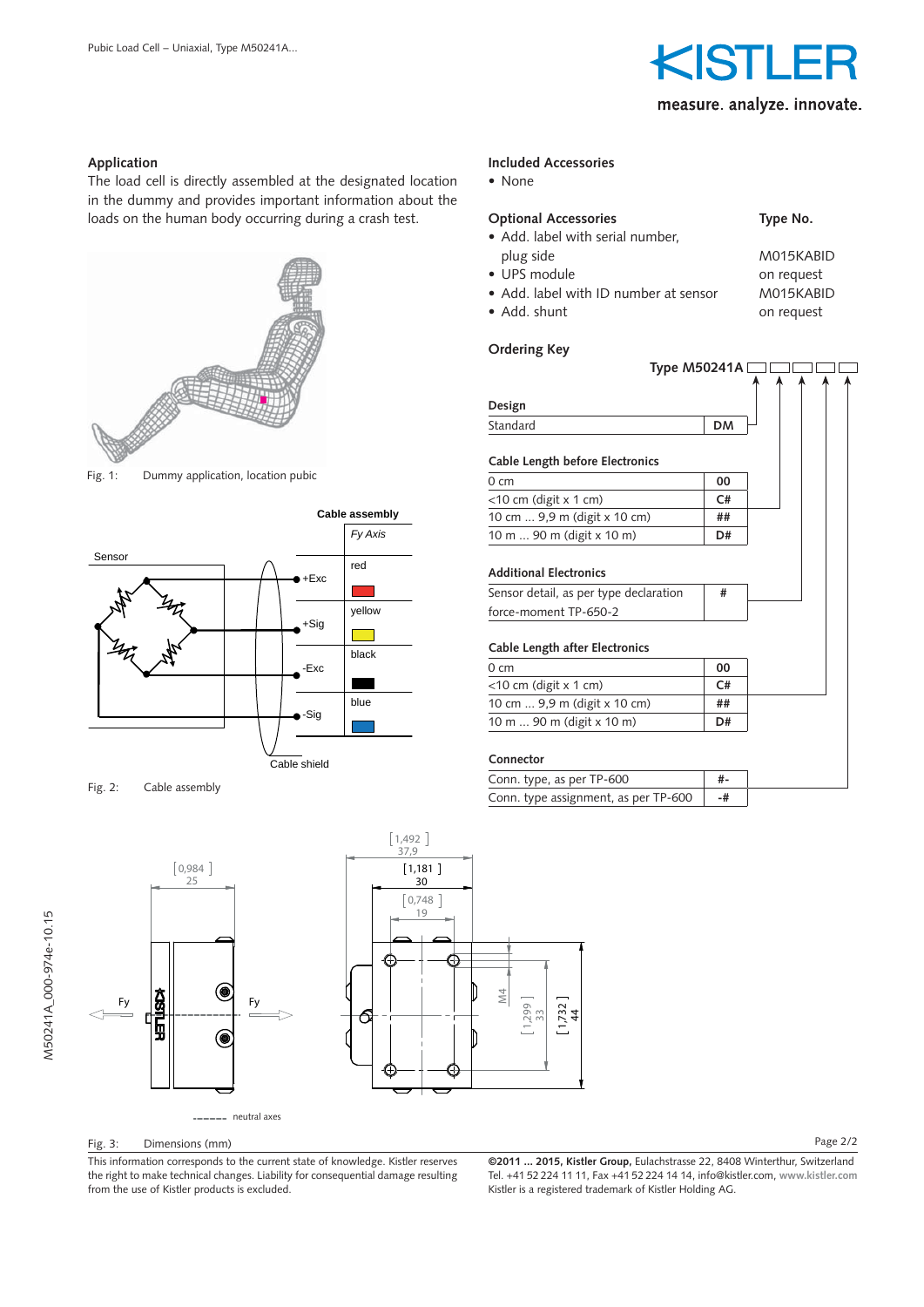## Application

The load cell is directly assembled at the designated location in the dummy and provides important information about the loads on the human body occurring during a crash test.

Fig. 1: Dummy application, location pubic

Cable assembly

Fy Axis

Sensor

+Exc red

+Sig yellow

-Exc black

-Sig blue

Cable shield

Fig. 2: Cable assembly

## Included Accessories

- None

## Optional Accessories

| Optional Accessories | Type No. |
|---|---|
| • Add. label with serial number, plug side | M015KABID |
| • UPS module | on request |
| • Add. label with ID number at sensor | M015KABID |
| • Add. shunt | on request |

## Ordering Key

Type M50241A

**Design**

| | |
|---|---|
| Standard | DM |

**Cable Length before Electronics**

| | |
|---|---|
| 0 cm | 00 |
| <10 cm (digit x 1 cm) | C# |
| 10 cm ... 9,9 m (digit x 10 cm) | ## |
| 10 m ... 90 m (digit x 10 m) | D# |

**Additional Electronics**

| | |
|---|---|
| Sensor detail, as per type declaration force-moment TP-650-2 | # |

**Cable Length after Electronics**

| | |
|---|---|
| 0 cm | 00 |
| <10 cm (digit x 1 cm) | C# |
| 10 cm ... 9,9 m (digit x 10 cm) | ## |
| 10 m ... 90 m (digit x 10 m) | D# |

**Connector**

| | |
|---|---|
| Conn. type, as per TP-600 | #- |
| Conn. type assignment, as per TP-600 | -# |

[0,984] 25

[1,492] 37,9

[1,181] 30

[0,748] 19

Fy

Fy

M4

[1,299] 33

[1,732] 44

neutral axes

Fig. 3: Dimensions (mm)

This information corresponds to the current state of knowledge. Kistler reserves the right to make technical changes. Liability for consequential damage resulting from the use of Kistler products is excluded.

**©2011 ... 2015, Kistler Group,** Eulachstrasse 22, 8408 Winterthur, Switzerland Tel. +41 52 224 11 11, Fax +41 52 224 14 14, info@kistler.com, www.kistler.com Kistler is a registered trademark of Kistler Holding AG.

M50241A_000-974e-10.15